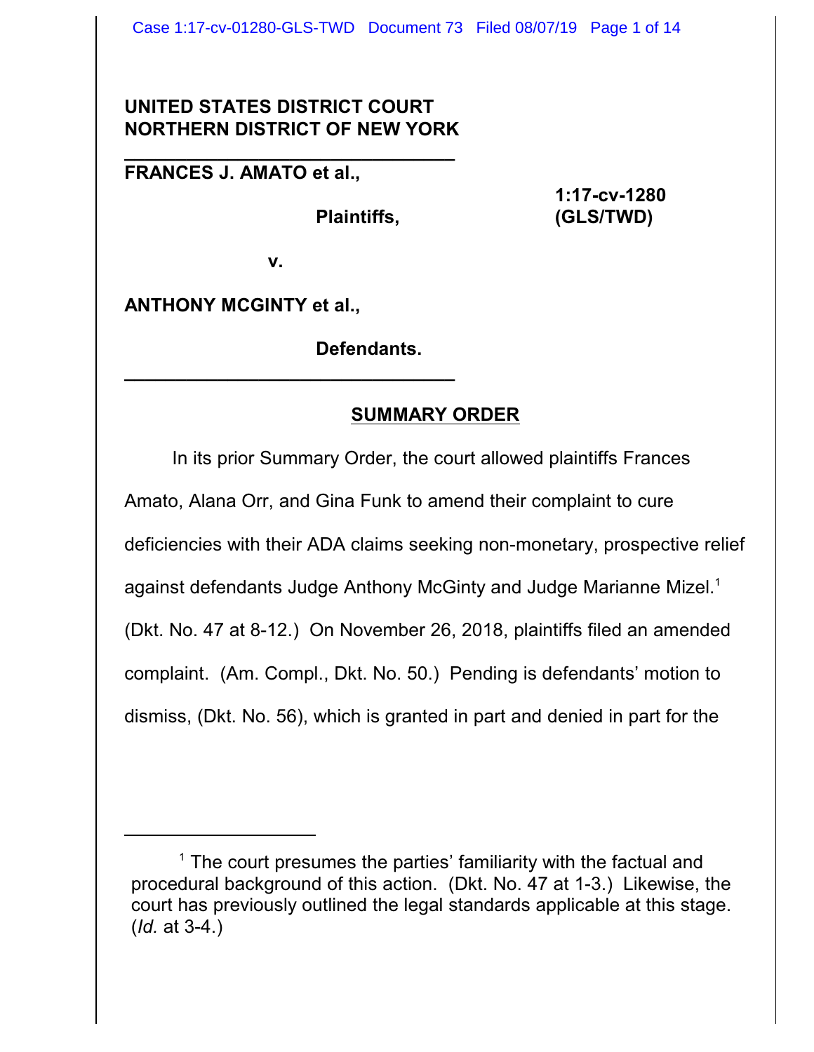**UNITED STATES DISTRICT COURT**
**NORTHERN DISTRICT OF NEW YORK**

---

**FRANCES J. AMATO et al.,**

**Plaintiffs,**

**1:17-cv-1280 (GLS/TWD)**

**v.**

**ANTHONY MCGINTY et al.,**

**Defendants.**

---

## SUMMARY ORDER

In its prior Summary Order, the court allowed plaintiffs Frances Amato, Alana Orr, and Gina Funk to amend their complaint to cure deficiencies with their ADA claims seeking non-monetary, prospective relief against defendants Judge Anthony McGinty and Judge Marianne Mizel.[1] (Dkt. No. 47 at 8-12.) On November 26, 2018, plaintiffs filed an amended complaint. (Am. Compl., Dkt. No. 50.) Pending is defendants' motion to dismiss, (Dkt. No. 56), which is granted in part and denied in part for the

---

[1] The court presumes the parties' familiarity with the factual and procedural background of this action. (Dkt. No. 47 at 1-3.) Likewise, the court has previously outlined the legal standards applicable at this stage. (*Id.* at 3-4.)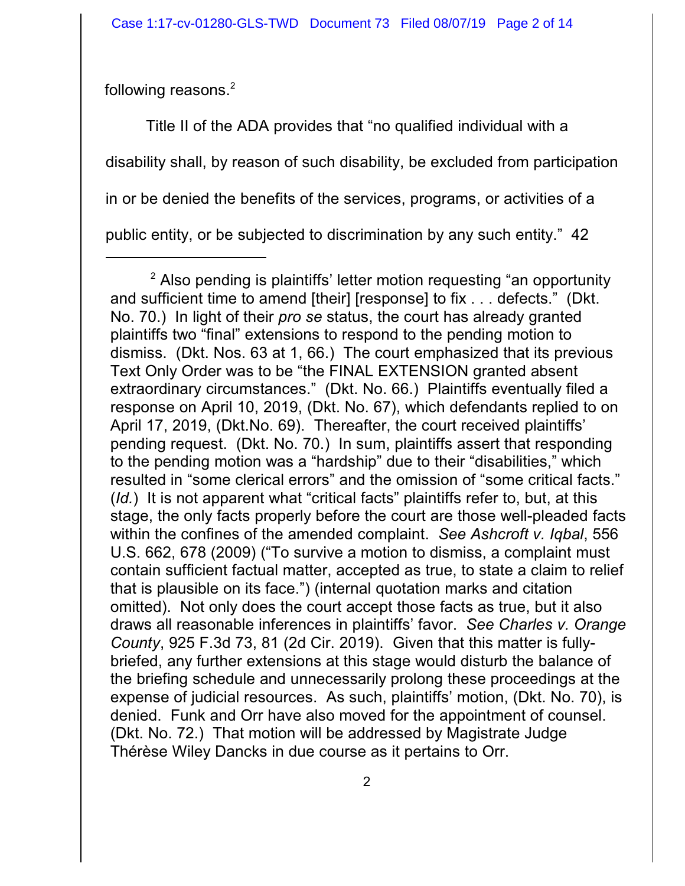following reasons.[2]

Title II of the ADA provides that "no qualified individual with a disability shall, by reason of such disability, be excluded from participation in or be denied the benefits of the services, programs, or activities of a public entity, or be subjected to discrimination by any such entity." 42

---

[2] Also pending is plaintiffs' letter motion requesting "an opportunity and sufficient time to amend [their] [response] to fix . . . defects." (Dkt. No. 70.) In light of their *pro se* status, the court has already granted plaintiffs two "final" extensions to respond to the pending motion to dismiss. (Dkt. Nos. 63 at 1, 66.) The court emphasized that its previous Text Only Order was to be "the FINAL EXTENSION granted absent extraordinary circumstances." (Dkt. No. 66.) Plaintiffs eventually filed a response on April 10, 2019, (Dkt. No. 67), which defendants replied to on April 17, 2019, (Dkt.No. 69). Thereafter, the court received plaintiffs' pending request. (Dkt. No. 70.) In sum, plaintiffs assert that responding to the pending motion was a "hardship" due to their "disabilities," which resulted in "some clerical errors" and the omission of "some critical facts." (*Id.*) It is not apparent what "critical facts" plaintiffs refer to, but, at this stage, the only facts properly before the court are those well-pleaded facts within the confines of the amended complaint. *See Ashcroft v. Iqbal*, 556 U.S. 662, 678 (2009) ("To survive a motion to dismiss, a complaint must contain sufficient factual matter, accepted as true, to state a claim to relief that is plausible on its face.") (internal quotation marks and citation omitted). Not only does the court accept those facts as true, but it also draws all reasonable inferences in plaintiffs' favor. *See Charles v. Orange County*, 925 F.3d 73, 81 (2d Cir. 2019). Given that this matter is fully-briefed, any further extensions at this stage would disturb the balance of the briefing schedule and unnecessarily prolong these proceedings at the expense of judicial resources. As such, plaintiffs' motion, (Dkt. No. 70), is denied. Funk and Orr have also moved for the appointment of counsel. (Dkt. No. 72.) That motion will be addressed by Magistrate Judge Thérèse Wiley Dancks in due course as it pertains to Orr.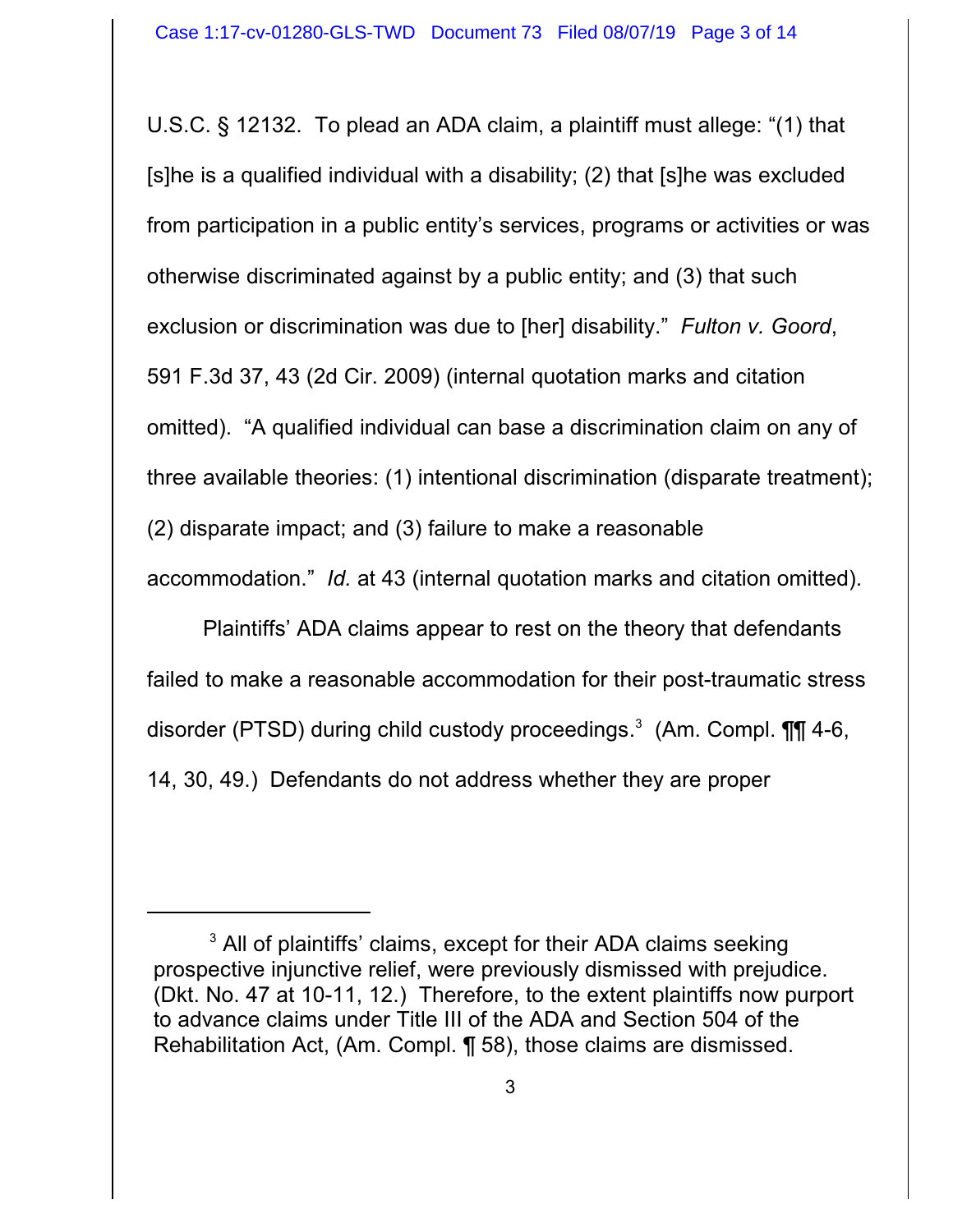U.S.C. § 12132. To plead an ADA claim, a plaintiff must allege: "(1) that [s]he is a qualified individual with a disability; (2) that [s]he was excluded from participation in a public entity's services, programs or activities or was otherwise discriminated against by a public entity; and (3) that such exclusion or discrimination was due to [her] disability." *Fulton v. Goord*, 591 F.3d 37, 43 (2d Cir. 2009) (internal quotation marks and citation omitted). "A qualified individual can base a discrimination claim on any of three available theories: (1) intentional discrimination (disparate treatment); (2) disparate impact; and (3) failure to make a reasonable accommodation." *Id.* at 43 (internal quotation marks and citation omitted).

Plaintiffs' ADA claims appear to rest on the theory that defendants failed to make a reasonable accommodation for their post-traumatic stress disorder (PTSD) during child custody proceedings.[3] (Am. Compl. ¶¶ 4-6, 14, 30, 49.) Defendants do not address whether they are proper

---

[3] All of plaintiffs' claims, except for their ADA claims seeking prospective injunctive relief, were previously dismissed with prejudice. (Dkt. No. 47 at 10-11, 12.) Therefore, to the extent plaintiffs now purport to advance claims under Title III of the ADA and Section 504 of the Rehabilitation Act, (Am. Compl. ¶ 58), those claims are dismissed.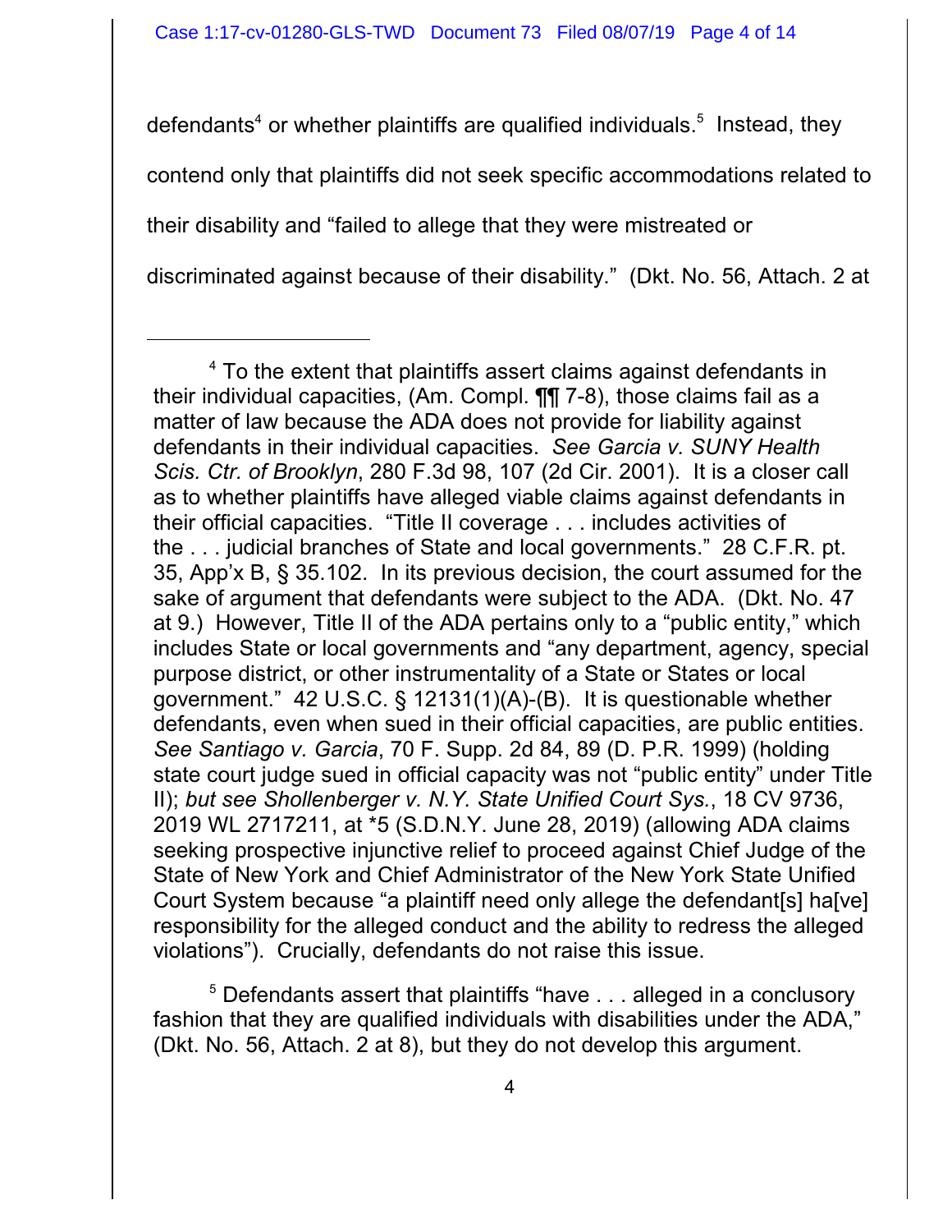defendants[4] or whether plaintiffs are qualified individuals.[5] Instead, they contend only that plaintiffs did not seek specific accommodations related to their disability and "failed to allege that they were mistreated or discriminated against because of their disability." (Dkt. No. 56, Attach. 2 at

---

[4] To the extent that plaintiffs assert claims against defendants in their individual capacities, (Am. Compl. ¶¶ 7-8), those claims fail as a matter of law because the ADA does not provide for liability against defendants in their individual capacities. *See Garcia v. SUNY Health Scis. Ctr. of Brooklyn*, 280 F.3d 98, 107 (2d Cir. 2001). It is a closer call as to whether plaintiffs have alleged viable claims against defendants in their official capacities. "Title II coverage . . . includes activities of the . . . judicial branches of State and local governments." 28 C.F.R. pt. 35, App'x B, § 35.102. In its previous decision, the court assumed for the sake of argument that defendants were subject to the ADA. (Dkt. No. 47 at 9.) However, Title II of the ADA pertains only to a "public entity," which includes State or local governments and "any department, agency, special purpose district, or other instrumentality of a State or States or local government." 42 U.S.C. § 12131(1)(A)-(B). It is questionable whether defendants, even when sued in their official capacities, are public entities. *See Santiago v. Garcia*, 70 F. Supp. 2d 84, 89 (D. P.R. 1999) (holding state court judge sued in official capacity was not "public entity" under Title II); *but see Shollenberger v. N.Y. State Unified Court Sys.*, 18 CV 9736, 2019 WL 2717211, at *5 (S.D.N.Y. June 28, 2019) (allowing ADA claims seeking prospective injunctive relief to proceed against Chief Judge of the State of New York and Chief Administrator of the New York State Unified Court System because "a plaintiff need only allege the defendant[s] ha[ve] responsibility for the alleged conduct and the ability to redress the alleged violations"). Crucially, defendants do not raise this issue.

[5] Defendants assert that plaintiffs "have . . . alleged in a conclusory fashion that they are qualified individuals with disabilities under the ADA," (Dkt. No. 56, Attach. 2 at 8), but they do not develop this argument.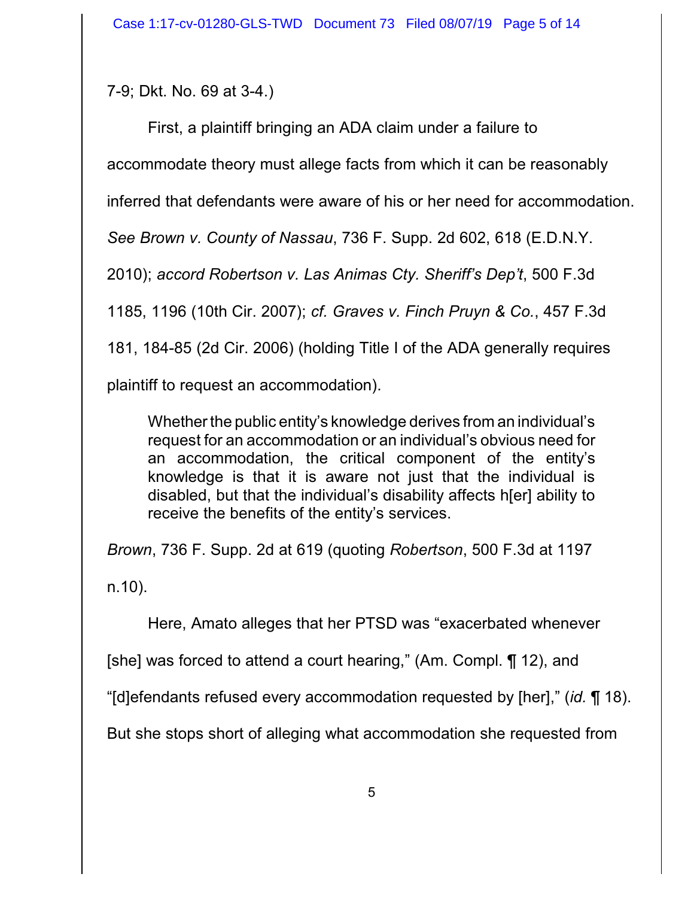7-9; Dkt. No. 69 at 3-4.)

First, a plaintiff bringing an ADA claim under a failure to accommodate theory must allege facts from which it can be reasonably inferred that defendants were aware of his or her need for accommodation. *See Brown v. County of Nassau*, 736 F. Supp. 2d 602, 618 (E.D.N.Y. 2010); *accord Robertson v. Las Animas Cty. Sheriff's Dep't*, 500 F.3d 1185, 1196 (10th Cir. 2007); *cf. Graves v. Finch Pruyn & Co.*, 457 F.3d 181, 184-85 (2d Cir. 2006) (holding Title I of the ADA generally requires plaintiff to request an accommodation).

> Whether the public entity's knowledge derives from an individual's request for an accommodation or an individual's obvious need for an accommodation, the critical component of the entity's knowledge is that it is aware not just that the individual is disabled, but that the individual's disability affects h[er] ability to receive the benefits of the entity's services.

*Brown*, 736 F. Supp. 2d at 619 (quoting *Robertson*, 500 F.3d at 1197 n.10).

Here, Amato alleges that her PTSD was "exacerbated whenever [she] was forced to attend a court hearing," (Am. Compl. ¶ 12), and "[d]efendants refused every accommodation requested by [her]," (*id.* ¶ 18). But she stops short of alleging what accommodation she requested from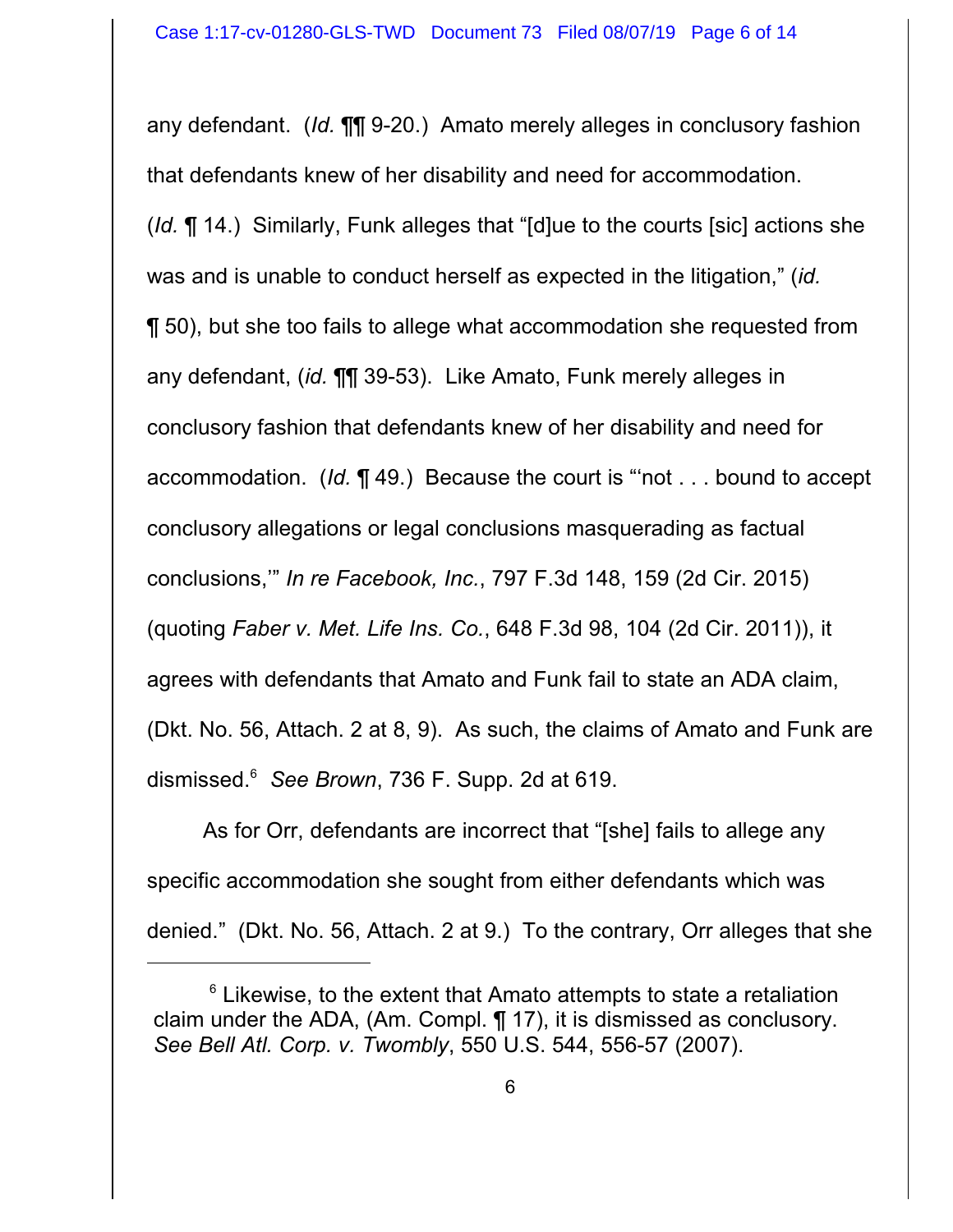any defendant. (*Id.* ¶¶ 9-20.) Amato merely alleges in conclusory fashion that defendants knew of her disability and need for accommodation. (*Id.* ¶ 14.) Similarly, Funk alleges that "[d]ue to the courts [sic] actions she was and is unable to conduct herself as expected in the litigation," (*id.* ¶ 50), but she too fails to allege what accommodation she requested from any defendant, (*id.* ¶¶ 39-53). Like Amato, Funk merely alleges in conclusory fashion that defendants knew of her disability and need for accommodation. (*Id.* ¶ 49.) Because the court is "'not . . . bound to accept conclusory allegations or legal conclusions masquerading as factual conclusions,'" *In re Facebook, Inc.*, 797 F.3d 148, 159 (2d Cir. 2015) (quoting *Faber v. Met. Life Ins. Co.*, 648 F.3d 98, 104 (2d Cir. 2011)), it agrees with defendants that Amato and Funk fail to state an ADA claim, (Dkt. No. 56, Attach. 2 at 8, 9). As such, the claims of Amato and Funk are dismissed.[6] *See Brown*, 736 F. Supp. 2d at 619.

As for Orr, defendants are incorrect that "[she] fails to allege any specific accommodation she sought from either defendants which was denied." (Dkt. No. 56, Attach. 2 at 9.) To the contrary, Orr alleges that she

[6] Likewise, to the extent that Amato attempts to state a retaliation claim under the ADA, (Am. Compl. ¶ 17), it is dismissed as conclusory. *See Bell Atl. Corp. v. Twombly*, 550 U.S. 544, 556-57 (2007).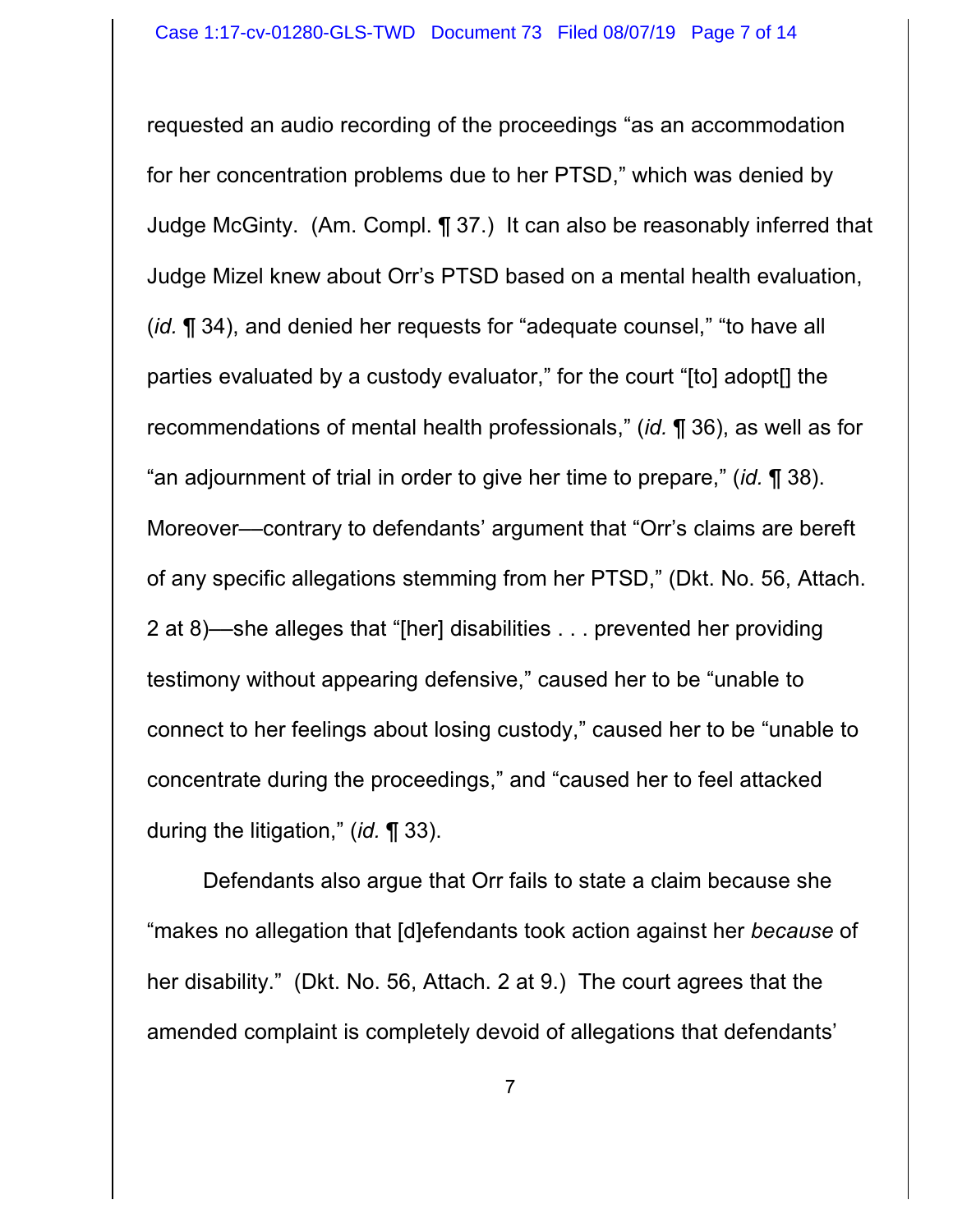requested an audio recording of the proceedings "as an accommodation for her concentration problems due to her PTSD," which was denied by Judge McGinty. (Am. Compl. ¶ 37.) It can also be reasonably inferred that Judge Mizel knew about Orr's PTSD based on a mental health evaluation, (*id.* ¶ 34), and denied her requests for "adequate counsel," "to have all parties evaluated by a custody evaluator," for the court "[to] adopt[] the recommendations of mental health professionals," (*id.* ¶ 36), as well as for "an adjournment of trial in order to give her time to prepare," (*id.* ¶ 38). Moreover—contrary to defendants' argument that "Orr's claims are bereft of any specific allegations stemming from her PTSD," (Dkt. No. 56, Attach. 2 at 8)—she alleges that "[her] disabilities . . . prevented her providing testimony without appearing defensive," caused her to be "unable to connect to her feelings about losing custody," caused her to be "unable to concentrate during the proceedings," and "caused her to feel attacked during the litigation," (*id.* ¶ 33).

Defendants also argue that Orr fails to state a claim because she "makes no allegation that [d]efendants took action against her *because* of her disability." (Dkt. No. 56, Attach. 2 at 9.) The court agrees that the amended complaint is completely devoid of allegations that defendants'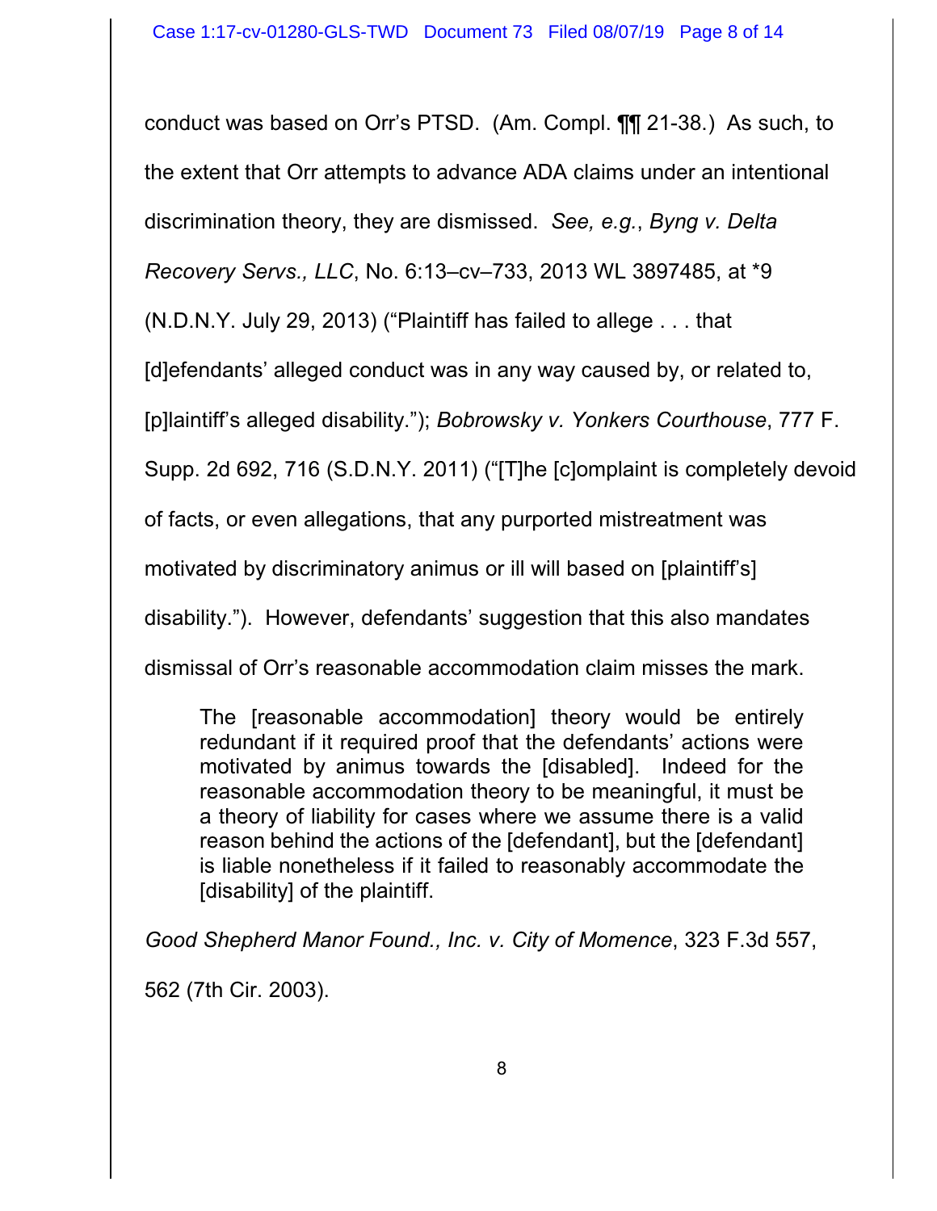conduct was based on Orr's PTSD. (Am. Compl. ¶¶ 21-38.) As such, to the extent that Orr attempts to advance ADA claims under an intentional discrimination theory, they are dismissed. *See, e.g.*, *Byng v. Delta Recovery Servs., LLC*, No. 6:13–cv–733, 2013 WL 3897485, at *9 (N.D.N.Y. July 29, 2013) ("Plaintiff has failed to allege . . . that [d]efendants' alleged conduct was in any way caused by, or related to, [p]laintiff's alleged disability."); *Bobrowsky v. Yonkers Courthouse*, 777 F. Supp. 2d 692, 716 (S.D.N.Y. 2011) ("[T]he [c]omplaint is completely devoid of facts, or even allegations, that any purported mistreatment was motivated by discriminatory animus or ill will based on [plaintiff's] disability."). However, defendants' suggestion that this also mandates dismissal of Orr's reasonable accommodation claim misses the mark.

> The [reasonable accommodation] theory would be entirely redundant if it required proof that the defendants' actions were motivated by animus towards the [disabled]. Indeed for the reasonable accommodation theory to be meaningful, it must be a theory of liability for cases where we assume there is a valid reason behind the actions of the [defendant], but the [defendant] is liable nonetheless if it failed to reasonably accommodate the [disability] of the plaintiff.

*Good Shepherd Manor Found., Inc. v. City of Momence*, 323 F.3d 557, 562 (7th Cir. 2003).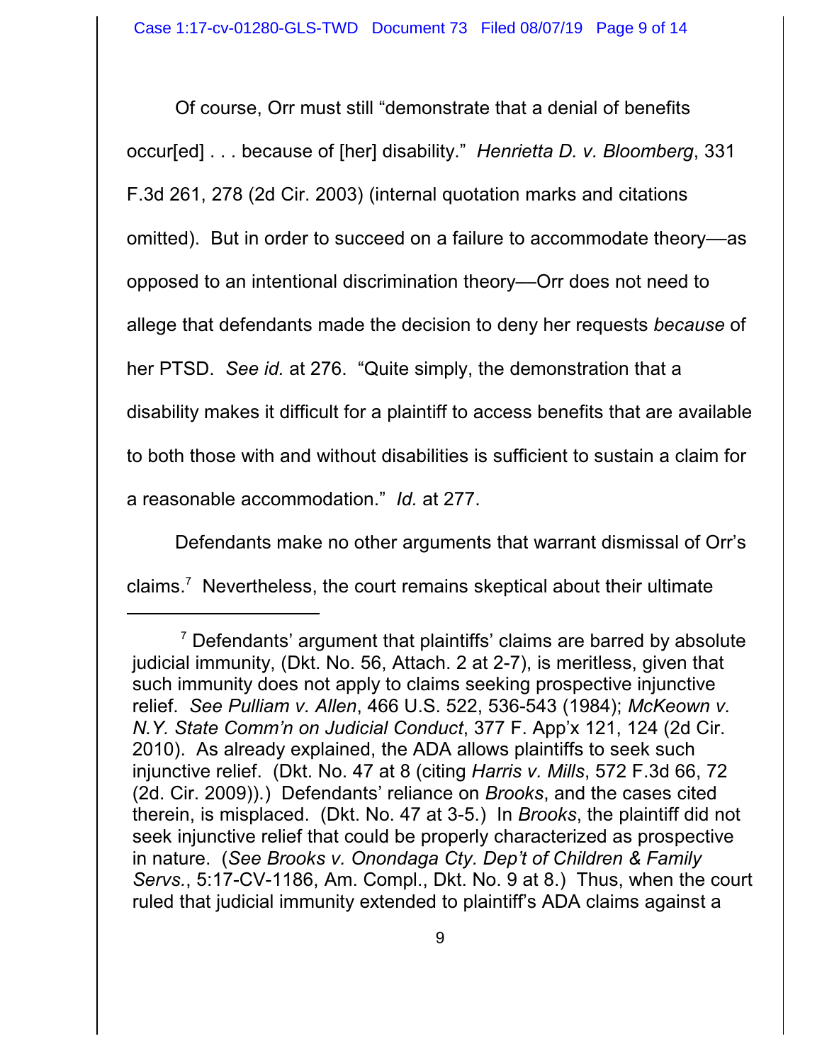Of course, Orr must still "demonstrate that a denial of benefits occur[ed] . . . because of [her] disability." *Henrietta D. v. Bloomberg*, 331 F.3d 261, 278 (2d Cir. 2003) (internal quotation marks and citations omitted). But in order to succeed on a failure to accommodate theory—as opposed to an intentional discrimination theory—Orr does not need to allege that defendants made the decision to deny her requests *because* of her PTSD. *See id.* at 276. "Quite simply, the demonstration that a disability makes it difficult for a plaintiff to access benefits that are available to both those with and without disabilities is sufficient to sustain a claim for a reasonable accommodation." *Id.* at 277.

Defendants make no other arguments that warrant dismissal of Orr's claims.[7] Nevertheless, the court remains skeptical about their ultimate

---

[7] Defendants' argument that plaintiffs' claims are barred by absolute judicial immunity, (Dkt. No. 56, Attach. 2 at 2-7), is meritless, given that such immunity does not apply to claims seeking prospective injunctive relief. *See Pulliam v. Allen*, 466 U.S. 522, 536-543 (1984); *McKeown v. N.Y. State Comm'n on Judicial Conduct*, 377 F. App'x 121, 124 (2d Cir. 2010). As already explained, the ADA allows plaintiffs to seek such injunctive relief. (Dkt. No. 47 at 8 (citing *Harris v. Mills*, 572 F.3d 66, 72 (2d. Cir. 2009)).) Defendants' reliance on *Brooks*, and the cases cited therein, is misplaced. (Dkt. No. 47 at 3-5.) In *Brooks*, the plaintiff did not seek injunctive relief that could be properly characterized as prospective in nature. (*See Brooks v. Onondaga Cty. Dep't of Children & Family Servs.*, 5:17-CV-1186, Am. Compl., Dkt. No. 9 at 8.) Thus, when the court ruled that judicial immunity extended to plaintiff's ADA claims against a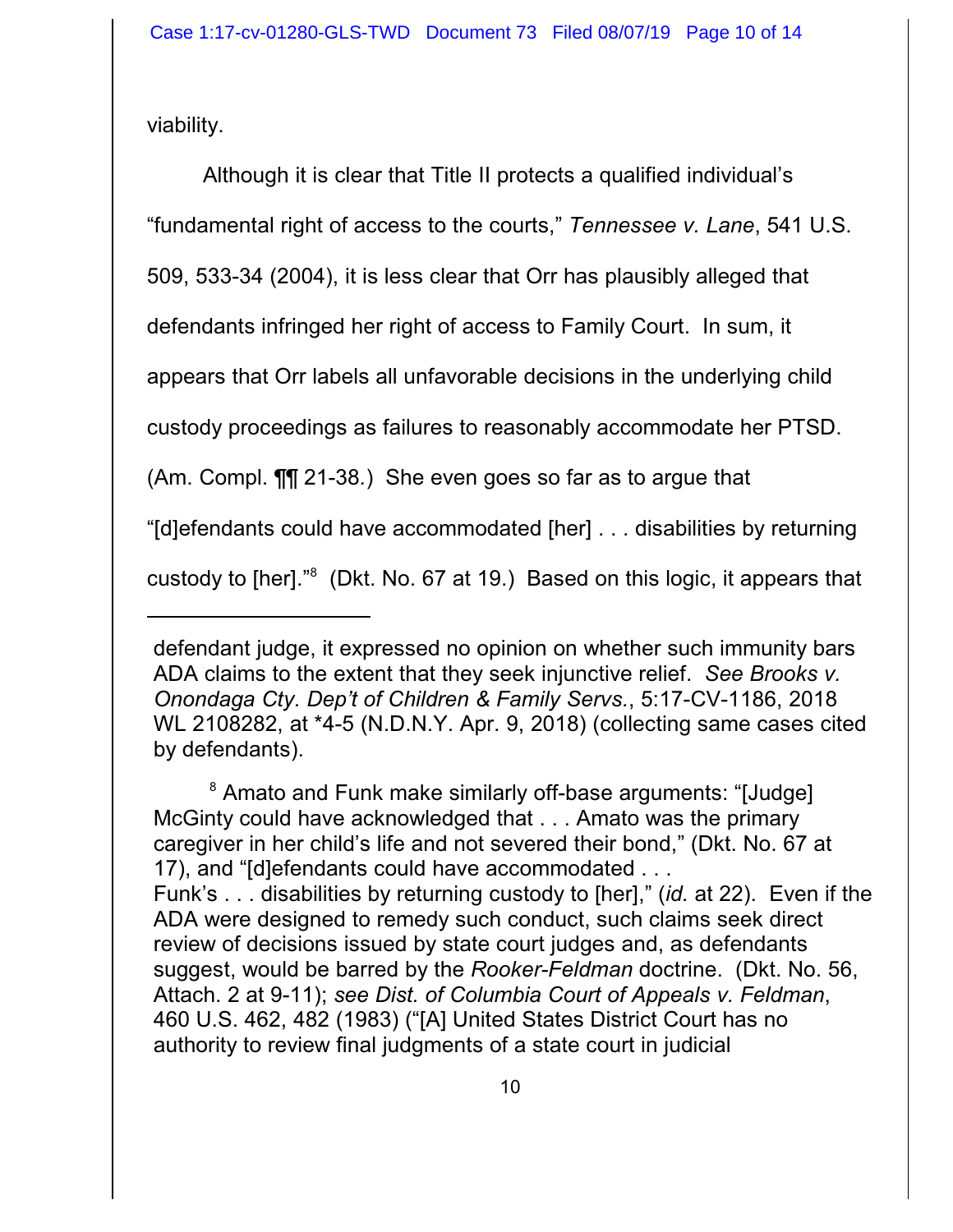viability.

Although it is clear that Title II protects a qualified individual's "fundamental right of access to the courts," *Tennessee v. Lane*, 541 U.S. 509, 533-34 (2004), it is less clear that Orr has plausibly alleged that defendants infringed her right of access to Family Court. In sum, it appears that Orr labels all unfavorable decisions in the underlying child custody proceedings as failures to reasonably accommodate her PTSD. (Am. Compl. ¶¶ 21-38.) She even goes so far as to argue that "[d]efendants could have accommodated [her] . . . disabilities by returning custody to [her]."[8] (Dkt. No. 67 at 19.) Based on this logic, it appears that

---

defendant judge, it expressed no opinion on whether such immunity bars ADA claims to the extent that they seek injunctive relief. *See Brooks v. Onondaga Cty. Dep't of Children & Family Servs.*, 5:17-CV-1186, 2018 WL 2108282, at *4-5 (N.D.N.Y. Apr. 9, 2018) (collecting same cases cited by defendants).

[8] Amato and Funk make similarly off-base arguments: "[Judge] McGinty could have acknowledged that . . . Amato was the primary caregiver in her child's life and not severed their bond," (Dkt. No. 67 at 17), and "[d]efendants could have accommodated . . . Funk's . . . disabilities by returning custody to [her]," (*id.* at 22). Even if the ADA were designed to remedy such conduct, such claims seek direct review of decisions issued by state court judges and, as defendants suggest, would be barred by the *Rooker-Feldman* doctrine. (Dkt. No. 56, Attach. 2 at 9-11); *see Dist. of Columbia Court of Appeals v. Feldman*, 460 U.S. 462, 482 (1983) ("[A] United States District Court has no authority to review final judgments of a state court in judicial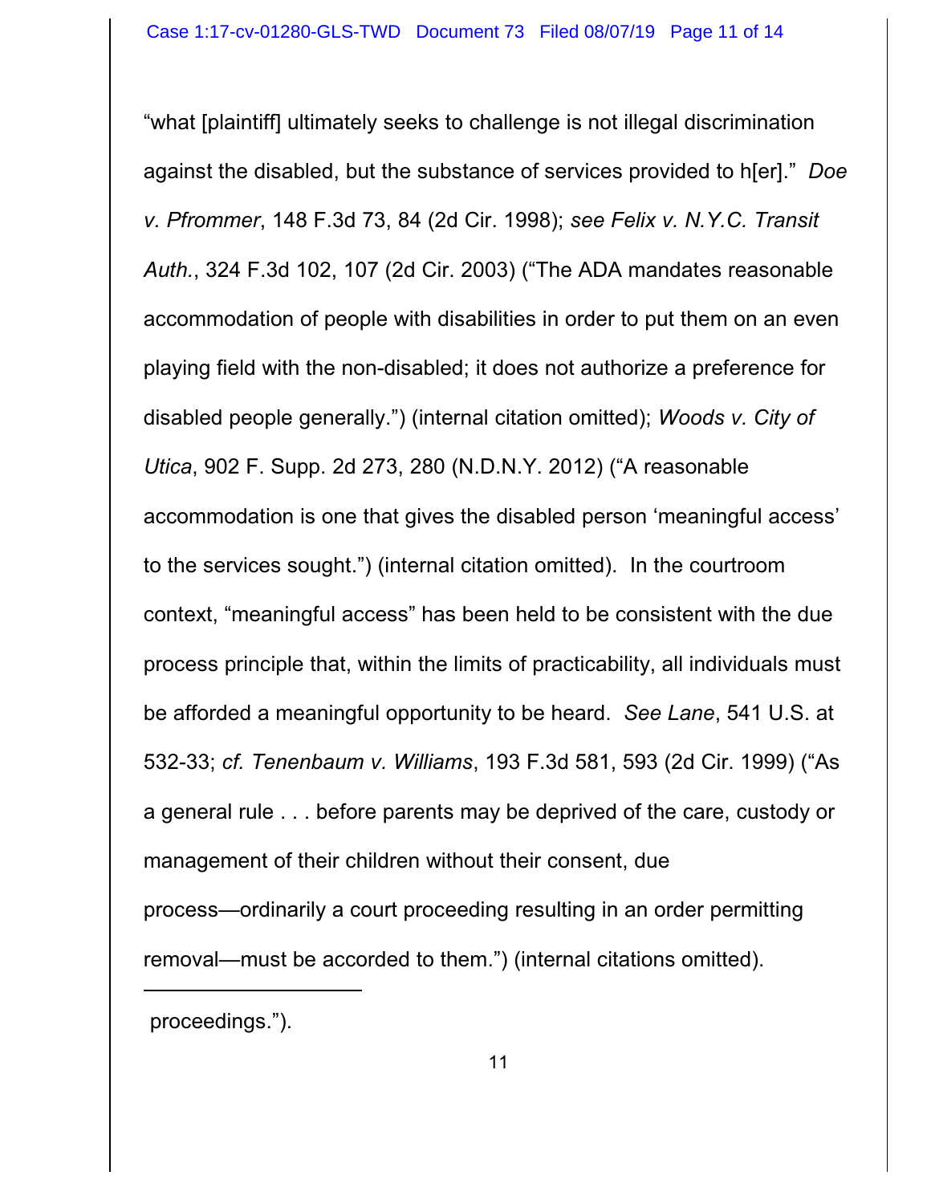"what [plaintiff] ultimately seeks to challenge is not illegal discrimination against the disabled, but the substance of services provided to h[er]." *Doe v. Pfrommer*, 148 F.3d 73, 84 (2d Cir. 1998); *see Felix v. N.Y.C. Transit Auth.*, 324 F.3d 102, 107 (2d Cir. 2003) ("The ADA mandates reasonable accommodation of people with disabilities in order to put them on an even playing field with the non-disabled; it does not authorize a preference for disabled people generally.") (internal citation omitted); *Woods v. City of Utica*, 902 F. Supp. 2d 273, 280 (N.D.N.Y. 2012) ("A reasonable accommodation is one that gives the disabled person 'meaningful access' to the services sought.") (internal citation omitted). In the courtroom context, "meaningful access" has been held to be consistent with the due process principle that, within the limits of practicability, all individuals must be afforded a meaningful opportunity to be heard. *See Lane*, 541 U.S. at 532-33; *cf. Tenenbaum v. Williams*, 193 F.3d 581, 593 (2d Cir. 1999) ("As a general rule . . . before parents may be deprived of the care, custody or management of their children without their consent, due process—ordinarily a court proceeding resulting in an order permitting removal—must be accorded to them.") (internal citations omitted).

---

proceedings.").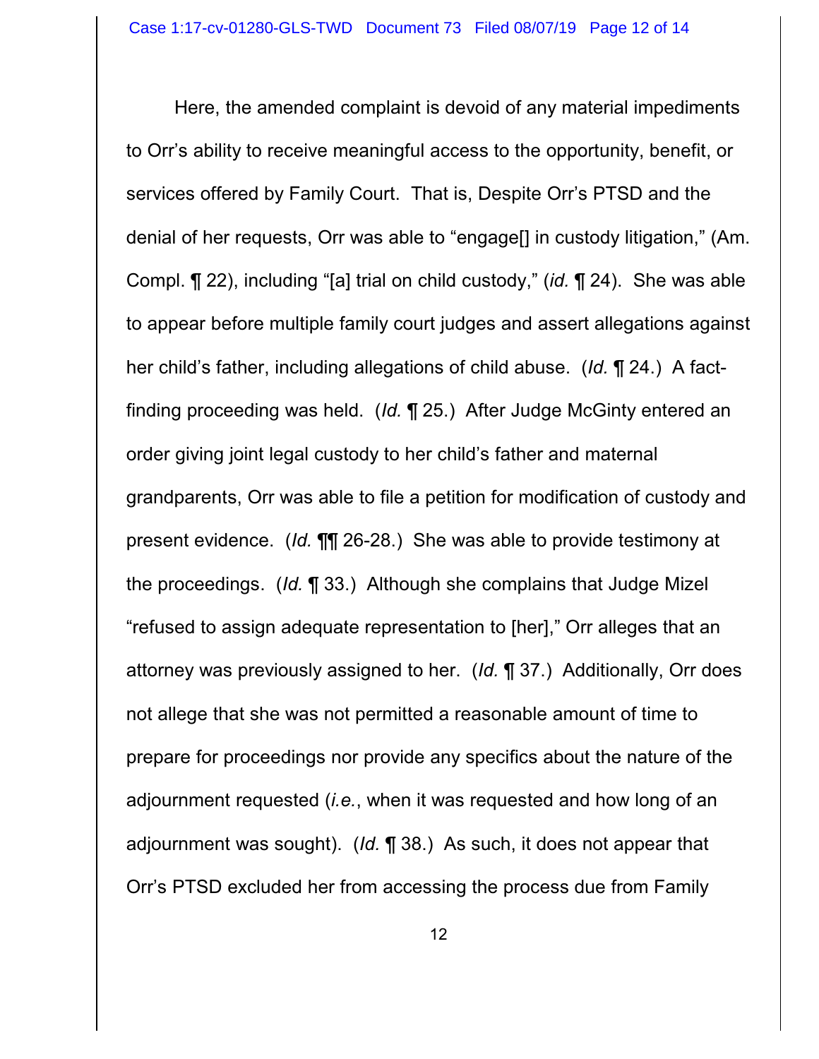Here, the amended complaint is devoid of any material impediments to Orr's ability to receive meaningful access to the opportunity, benefit, or services offered by Family Court. That is, Despite Orr's PTSD and the denial of her requests, Orr was able to "engage[] in custody litigation," (Am. Compl. ¶ 22), including "[a] trial on child custody," (*id.* ¶ 24). She was able to appear before multiple family court judges and assert allegations against her child's father, including allegations of child abuse. (*Id.* ¶ 24.) A fact-finding proceeding was held. (*Id.* ¶ 25.) After Judge McGinty entered an order giving joint legal custody to her child's father and maternal grandparents, Orr was able to file a petition for modification of custody and present evidence. (*Id.* ¶¶ 26-28.) She was able to provide testimony at the proceedings. (*Id.* ¶ 33.) Although she complains that Judge Mizel "refused to assign adequate representation to [her]," Orr alleges that an attorney was previously assigned to her. (*Id.* ¶ 37.) Additionally, Orr does not allege that she was not permitted a reasonable amount of time to prepare for proceedings nor provide any specifics about the nature of the adjournment requested (*i.e.*, when it was requested and how long of an adjournment was sought). (*Id.* ¶ 38.) As such, it does not appear that Orr's PTSD excluded her from accessing the process due from Family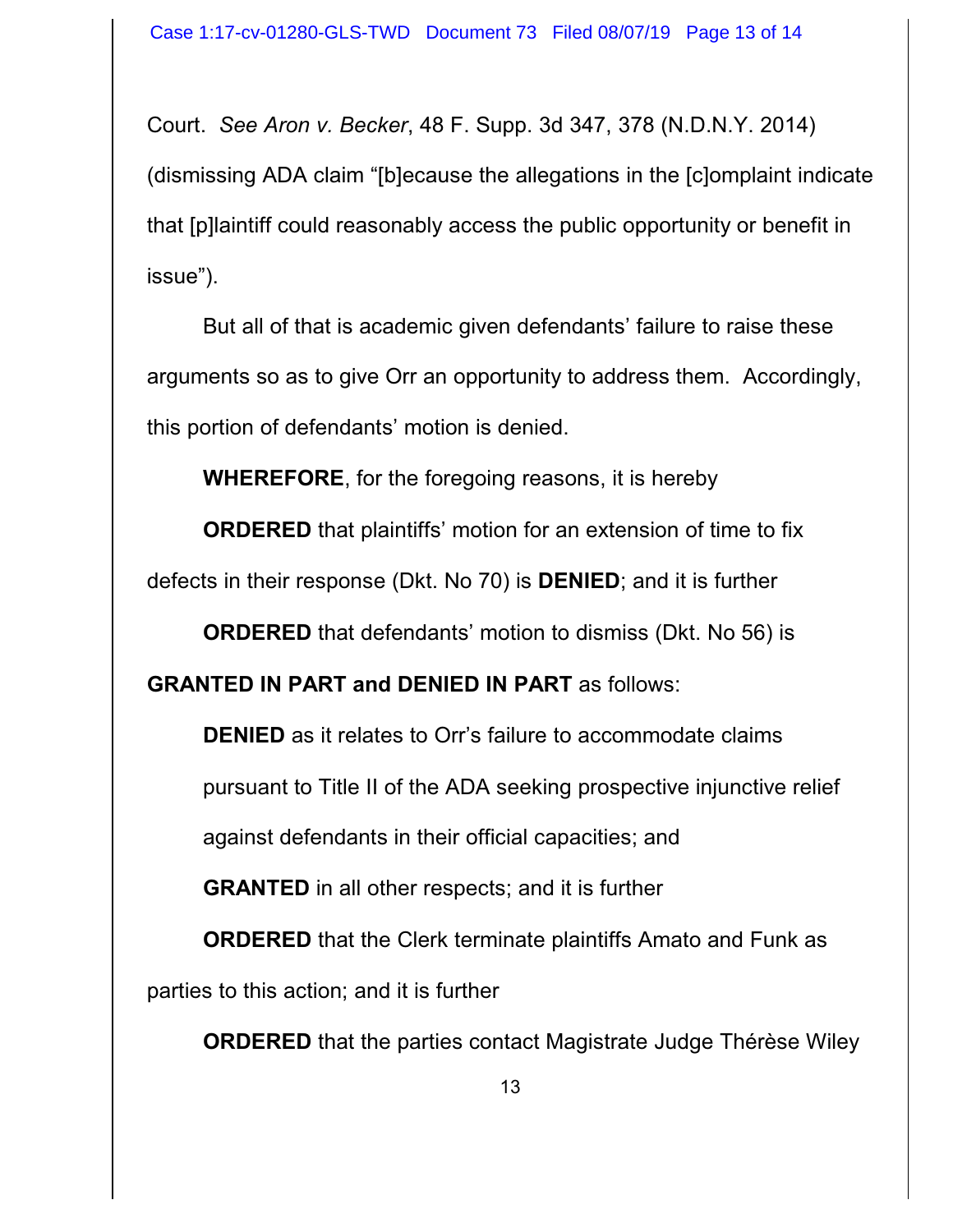Court. *See Aron v. Becker*, 48 F. Supp. 3d 347, 378 (N.D.N.Y. 2014) (dismissing ADA claim "[b]ecause the allegations in the [c]omplaint indicate that [p]laintiff could reasonably access the public opportunity or benefit in issue").

But all of that is academic given defendants' failure to raise these arguments so as to give Orr an opportunity to address them. Accordingly, this portion of defendants' motion is denied.

**WHEREFORE**, for the foregoing reasons, it is hereby

**ORDERED** that plaintiffs' motion for an extension of time to fix defects in their response (Dkt. No 70) is **DENIED**; and it is further

**ORDERED** that defendants' motion to dismiss (Dkt. No 56) is **GRANTED IN PART and DENIED IN PART** as follows:

> **DENIED** as it relates to Orr's failure to accommodate claims pursuant to Title II of the ADA seeking prospective injunctive relief against defendants in their official capacities; and
>
> **GRANTED** in all other respects; and it is further

**ORDERED** that the Clerk terminate plaintiffs Amato and Funk as parties to this action; and it is further

**ORDERED** that the parties contact Magistrate Judge Thérèse Wiley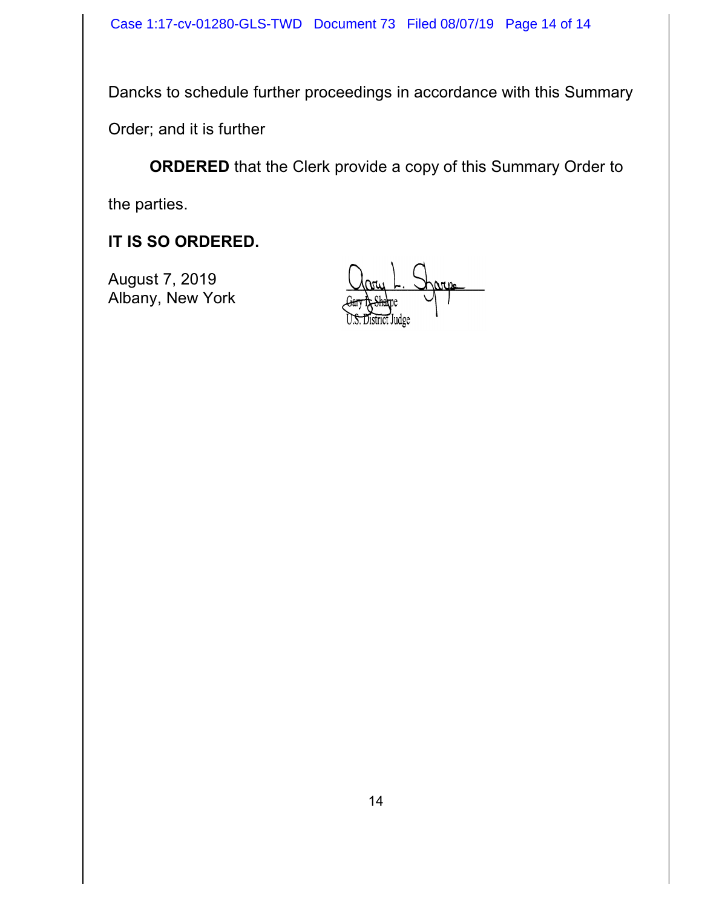Dancks to schedule further proceedings in accordance with this Summary Order; and it is further

**ORDERED** that the Clerk provide a copy of this Summary Order to the parties.

**IT IS SO ORDERED.**

August 7, 2019
Albany, New York

Gary L. Sharpe
U.S. District Judge